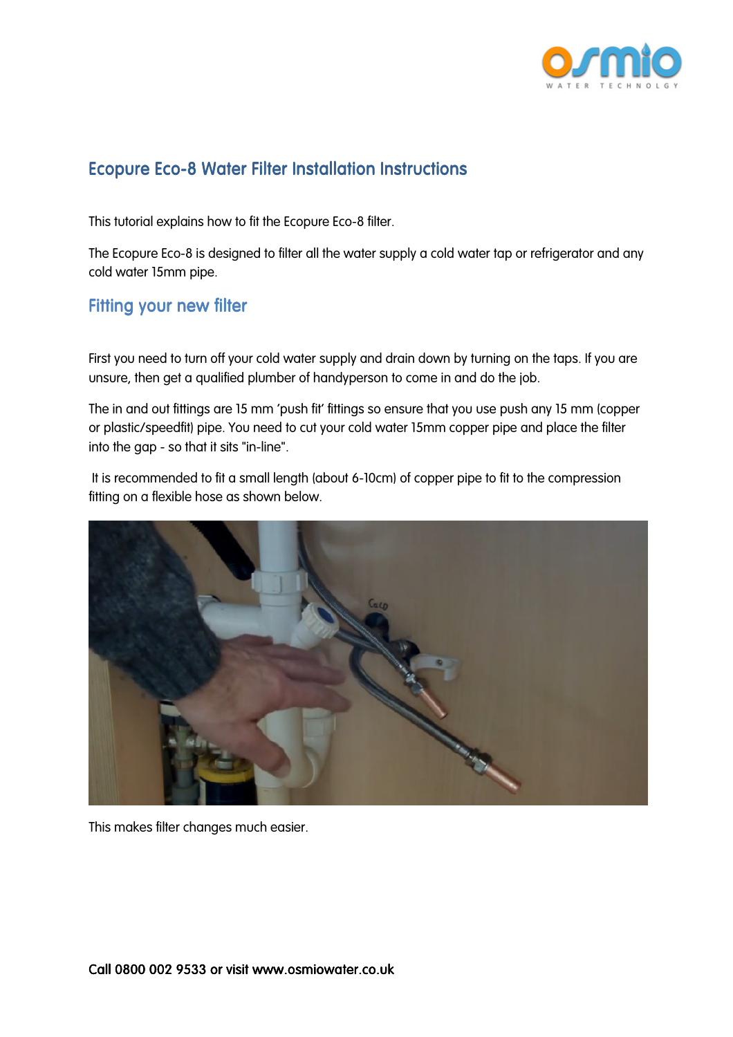## Ecopure Eco-8 Water Filter Installation Instructions

This tutorial explains how to fit the Ecopure Eco-8 filter.

The Ecopure Eco-8 is designed to filter all the water supply a cold water tap or refrigerator and any cold water 15mm pipe.

### Fitting your new filter

First you need to turn off your cold water supply and drain down by turning on the taps. If you are unsure, then get a qualified plumber of handyperson to come in and do the job.

The in and out fittings are 15 mm 'push fit' fittings so ensure that you use push any 15 mm (copper or plastic/speedfit) pipe. You need to cut your cold water 15mm copper pipe and place the filter into the gap - so that it sits "in-line".

It is recommended to fit a small length (about 6-10cm) of copper pipe to fit to the compression fitting on a flexible hose as shown below.

This makes filter changes much easier.

**Call 0800 002 9533 or visit www.osmiowater.co.uk**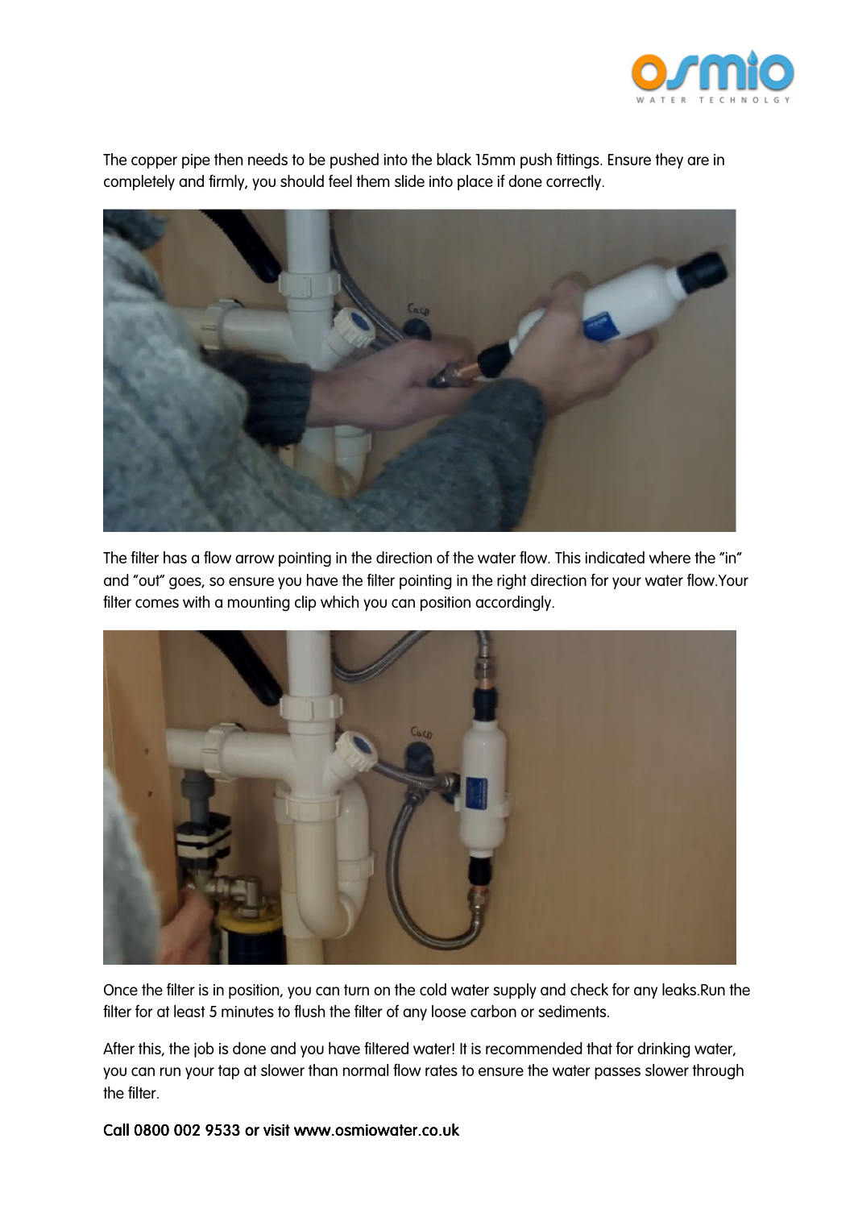The copper pipe then needs to be pushed into the black 15mm push fittings. Ensure they are in completely and firmly, you should feel them slide into place if done correctly.

The filter has a flow arrow pointing in the direction of the water flow. This indicated where the "in" and "out" goes, so ensure you have the filter pointing in the right direction for your water flow.Your filter comes with a mounting clip which you can position accordingly.

Once the filter is in position, you can turn on the cold water supply and check for any leaks.Run the filter for at least 5 minutes to flush the filter of any loose carbon or sediments.

After this, the job is done and you have filtered water! It is recommended that for drinking water, you can run your tap at slower than normal flow rates to ensure the water passes slower through the filter.

**Call 0800 002 9533 or visit www.osmiowater.co.uk**